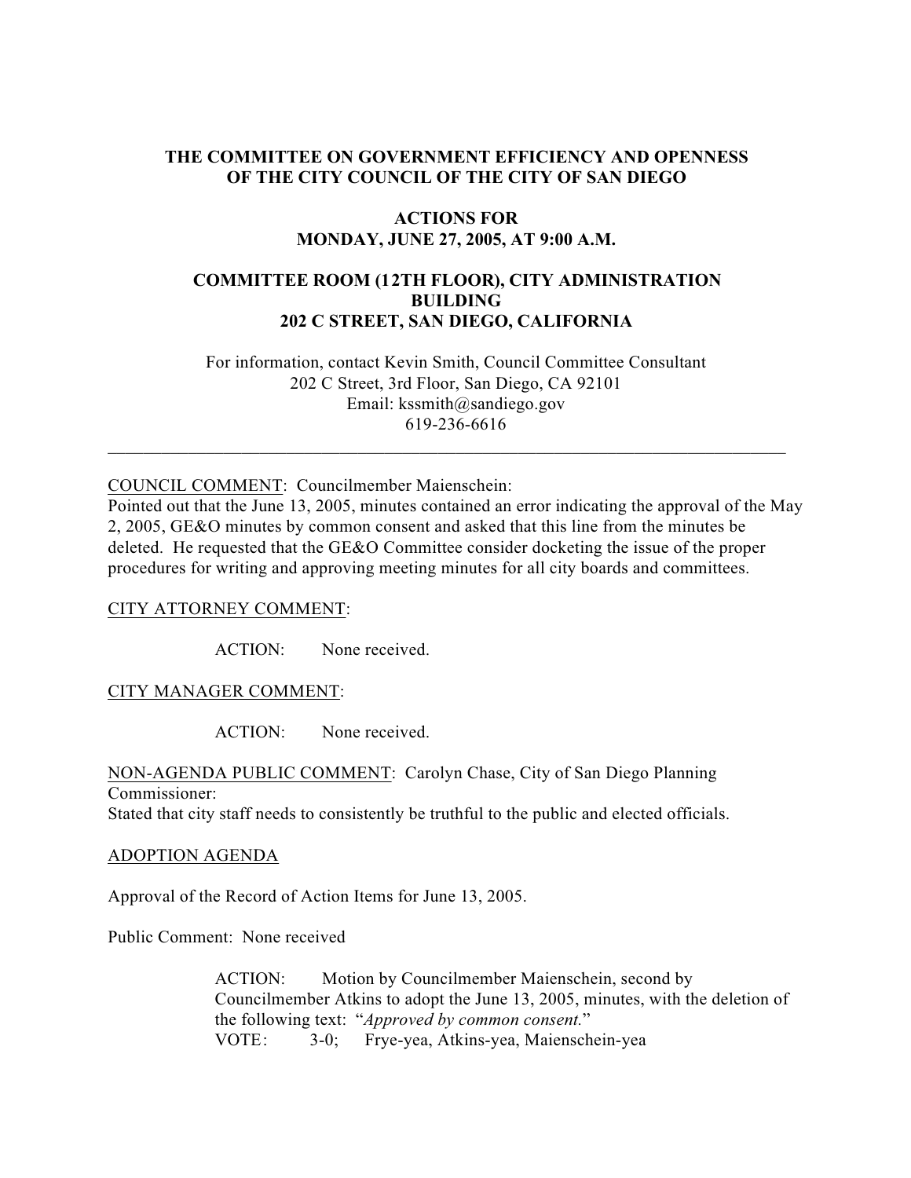# THE COMMITTEE ON GOVERNMENT EFFICIENCY AND OPENNESS OF THE CITY COUNCIL OF THE CITY OF SAN DIEGO

## ACTIONS FOR MONDAY, JUNE 27, 2005, AT 9:00 A.M.

## COMMITTEE ROOM (12TH FLOOR), CITY ADMINISTRATION BUILDING 202 C STREET, SAN DIEGO, CALIFORNIA

For information, contact Kevin Smith, Council Committee Consultant
202 C Street, 3rd Floor, San Diego, CA 92101
Email: kssmith@sandiego.gov
619-236-6616

---

COUNCIL COMMENT: Councilmember Maienschein:
Pointed out that the June 13, 2005, minutes contained an error indicating the approval of the May 2, 2005, GE&O minutes by common consent and asked that this line from the minutes be deleted. He requested that the GE&O Committee consider docketing the issue of the proper procedures for writing and approving meeting minutes for all city boards and committees.

CITY ATTORNEY COMMENT:

ACTION: None received.

CITY MANAGER COMMENT:

ACTION: None received.

NON-AGENDA PUBLIC COMMENT: Carolyn Chase, City of San Diego Planning Commissioner:
Stated that city staff needs to consistently be truthful to the public and elected officials.

ADOPTION AGENDA

Approval of the Record of Action Items for June 13, 2005.

Public Comment: None received

ACTION: Motion by Councilmember Maienschein, second by Councilmember Atkins to adopt the June 13, 2005, minutes, with the deletion of the following text: "*Approved by common consent.*"
VOTE: 3-0; Frye-yea, Atkins-yea, Maienschein-yea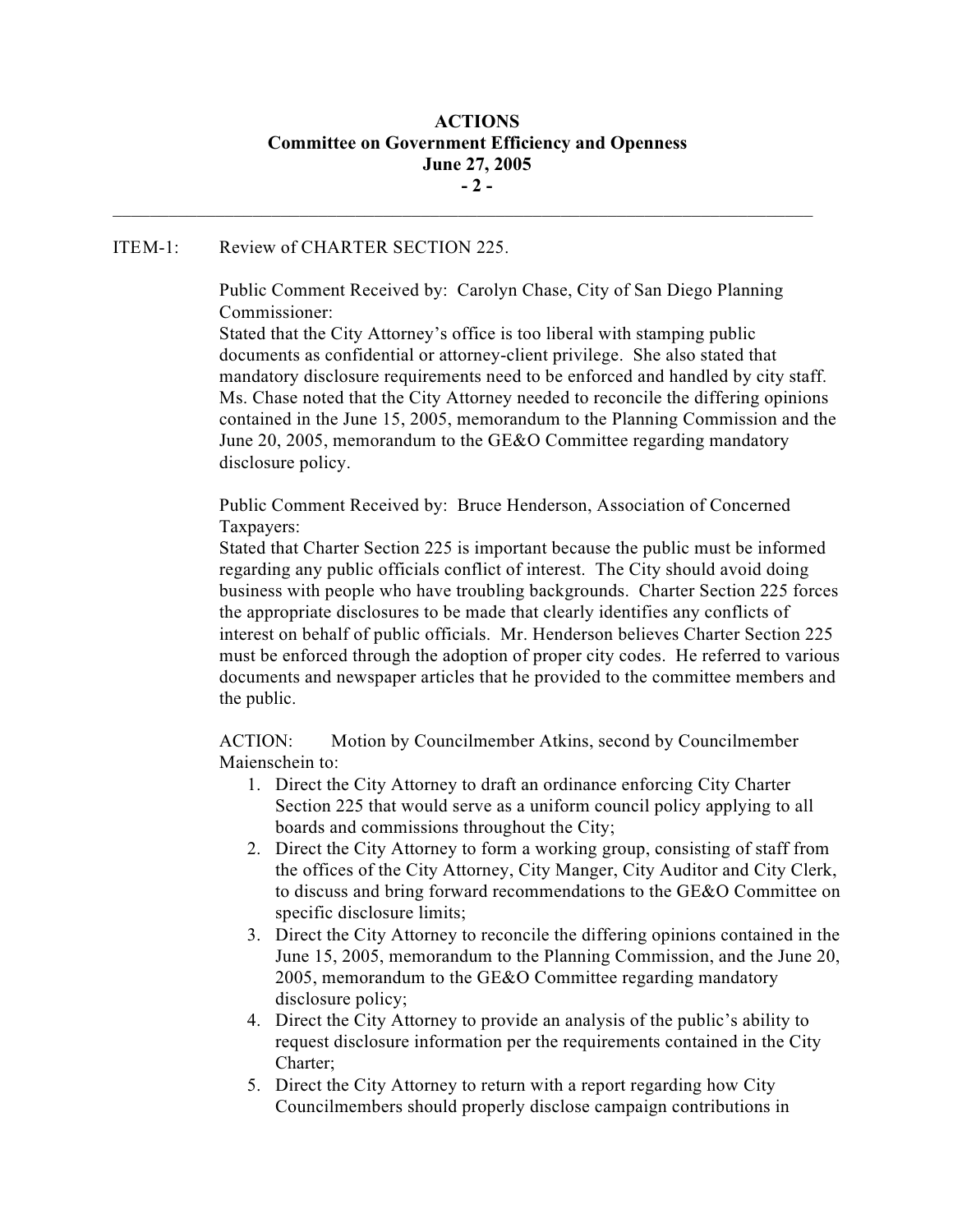ITEM-1: Review of CHARTER SECTION 225.

Public Comment Received by: Carolyn Chase, City of San Diego Planning Commissioner:
Stated that the City Attorney's office is too liberal with stamping public documents as confidential or attorney-client privilege. She also stated that mandatory disclosure requirements need to be enforced and handled by city staff. Ms. Chase noted that the City Attorney needed to reconcile the differing opinions contained in the June 15, 2005, memorandum to the Planning Commission and the June 20, 2005, memorandum to the GE&O Committee regarding mandatory disclosure policy.

Public Comment Received by: Bruce Henderson, Association of Concerned Taxpayers:
Stated that Charter Section 225 is important because the public must be informed regarding any public officials conflict of interest. The City should avoid doing business with people who have troubling backgrounds. Charter Section 225 forces the appropriate disclosures to be made that clearly identifies any conflicts of interest on behalf of public officials. Mr. Henderson believes Charter Section 225 must be enforced through the adoption of proper city codes. He referred to various documents and newspaper articles that he provided to the committee members and the public.

ACTION: Motion by Councilmember Atkins, second by Councilmember Maienschein to:

1. Direct the City Attorney to draft an ordinance enforcing City Charter Section 225 that would serve as a uniform council policy applying to all boards and commissions throughout the City;
2. Direct the City Attorney to form a working group, consisting of staff from the offices of the City Attorney, City Manger, City Auditor and City Clerk, to discuss and bring forward recommendations to the GE&O Committee on specific disclosure limits;
3. Direct the City Attorney to reconcile the differing opinions contained in the June 15, 2005, memorandum to the Planning Commission, and the June 20, 2005, memorandum to the GE&O Committee regarding mandatory disclosure policy;
4. Direct the City Attorney to provide an analysis of the public's ability to request disclosure information per the requirements contained in the City Charter;
5. Direct the City Attorney to return with a report regarding how City Councilmembers should properly disclose campaign contributions in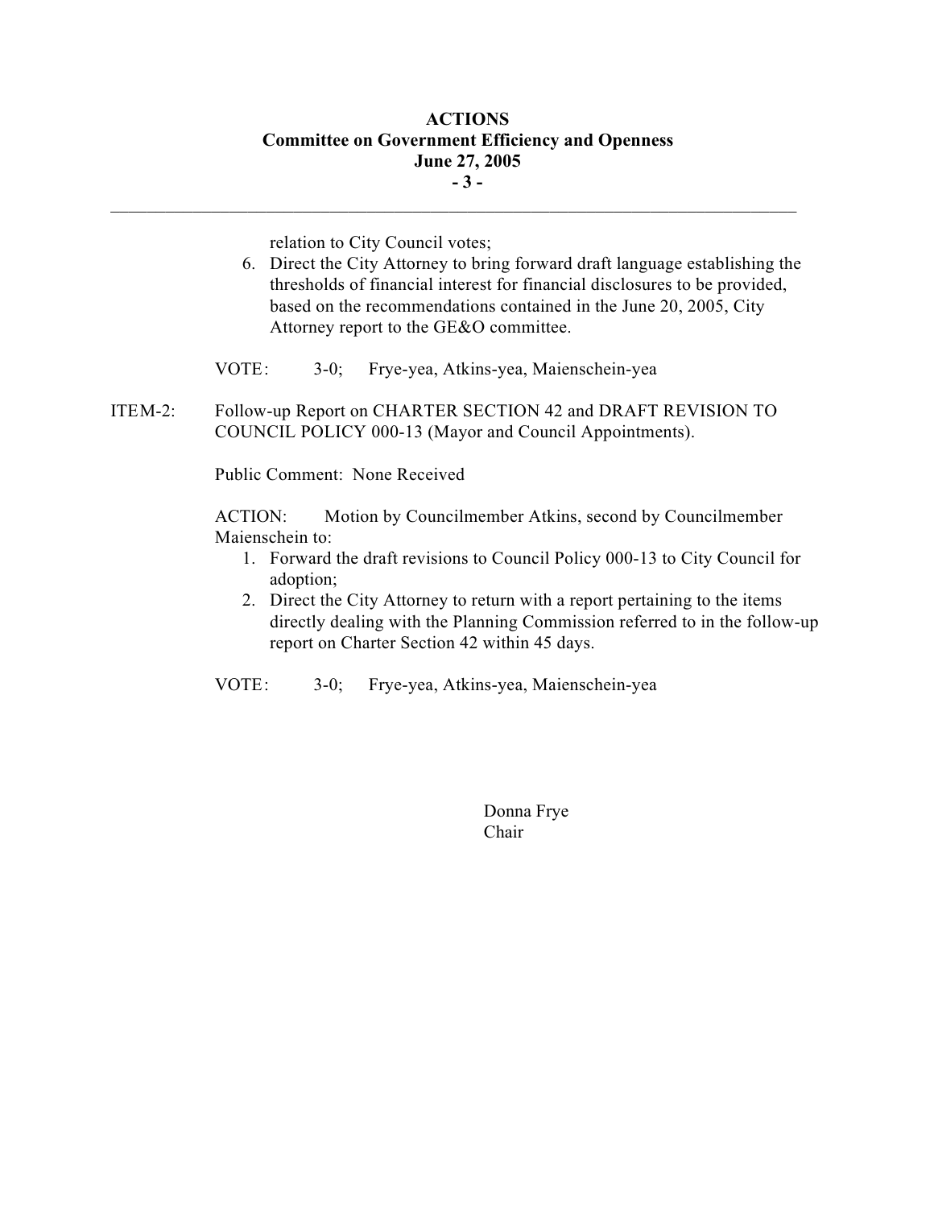relation to City Council votes;

6. Direct the City Attorney to bring forward draft language establishing the thresholds of financial interest for financial disclosures to be provided, based on the recommendations contained in the June 20, 2005, City Attorney report to the GE&O committee.

VOTE: 3-0; Frye-yea, Atkins-yea, Maienschein-yea

ITEM-2: Follow-up Report on CHARTER SECTION 42 and DRAFT REVISION TO COUNCIL POLICY 000-13 (Mayor and Council Appointments).

Public Comment: None Received

ACTION: Motion by Councilmember Atkins, second by Councilmember Maienschein to:

1. Forward the draft revisions to Council Policy 000-13 to City Council for adoption;
2. Direct the City Attorney to return with a report pertaining to the items directly dealing with the Planning Commission referred to in the follow-up report on Charter Section 42 within 45 days.

VOTE: 3-0; Frye-yea, Atkins-yea, Maienschein-yea

Donna Frye
Chair